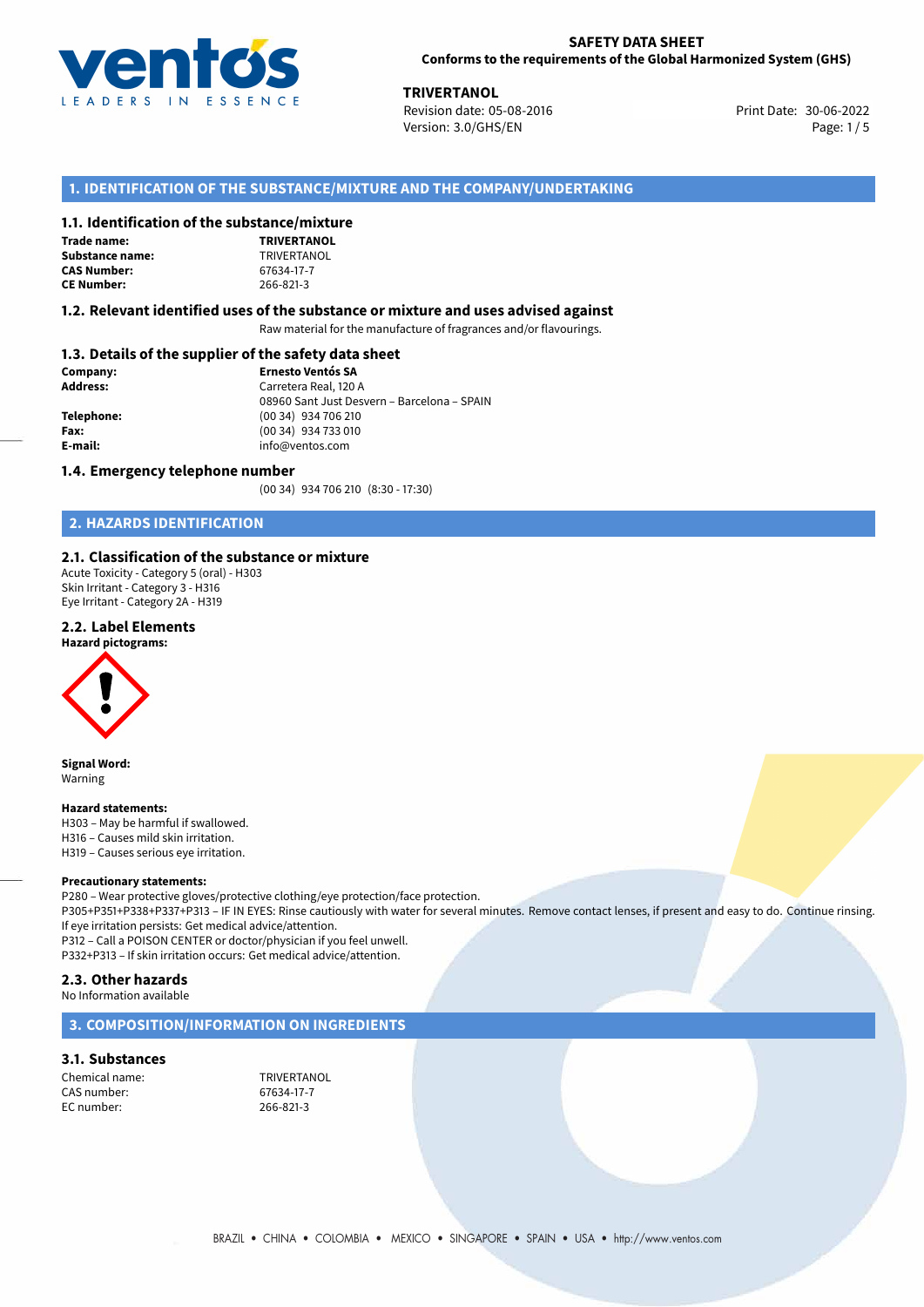**SAFETY DATA SHEET**
**Conforms to the requirements of the Global Harmonized System (GHS)**

**TRIVERTANOL**
Revision date: 05-08-2016
Version: 3.0/GHS/EN
Print Date: 30-06-2022

## 1. IDENTIFICATION OF THE SUBSTANCE/MIXTURE AND THE COMPANY/UNDERTAKING

### 1.1. Identification of the substance/mixture

**Trade name:** **TRIVERTANOL**
**Substance name:** TRIVERTANOL
**CAS Number:** 67634-17-7
**CE Number:** 266-821-3

### 1.2. Relevant identified uses of the substance or mixture and uses advised against

Raw material for the manufacture of fragrances and/or flavourings.

### 1.3. Details of the supplier of the safety data sheet

**Company:** **Ernesto Ventós SA**
**Address:** Carretera Real, 120 A
08960 Sant Just Desvern – Barcelona – SPAIN
**Telephone:** (00 34) 934 706 210
**Fax:** (00 34) 934 733 010
**E-mail:** info@ventos.com

### 1.4. Emergency telephone number

(00 34) 934 706 210 (8:30 - 17:30)

## 2. HAZARDS IDENTIFICATION

### 2.1. Classification of the substance or mixture

Acute Toxicity - Category 5 (oral) - H303
Skin Irritant - Category 3 - H316
Eye Irritant - Category 2A - H319

### 2.2. Label Elements

**Hazard pictograms:**

**Signal Word:**
Warning

**Hazard statements:**
H303 – May be harmful if swallowed.
H316 – Causes mild skin irritation.
H319 – Causes serious eye irritation.

**Precautionary statements:**
P280 – Wear protective gloves/protective clothing/eye protection/face protection.
P305+P351+P338+P337+P313 – IF IN EYES: Rinse cautiously with water for several minutes. Remove contact lenses, if present and easy to do. Continue rinsing. If eye irritation persists: Get medical advice/attention.
P312 – Call a POISON CENTER or doctor/physician if you feel unwell.
P332+P313 – If skin irritation occurs: Get medical advice/attention.

### 2.3. Other hazards

No Information available

## 3. COMPOSITION/INFORMATION ON INGREDIENTS

### 3.1. Substances

Chemical name: TRIVERTANOL
CAS number: 67634-17-7
EC number: 266-821-3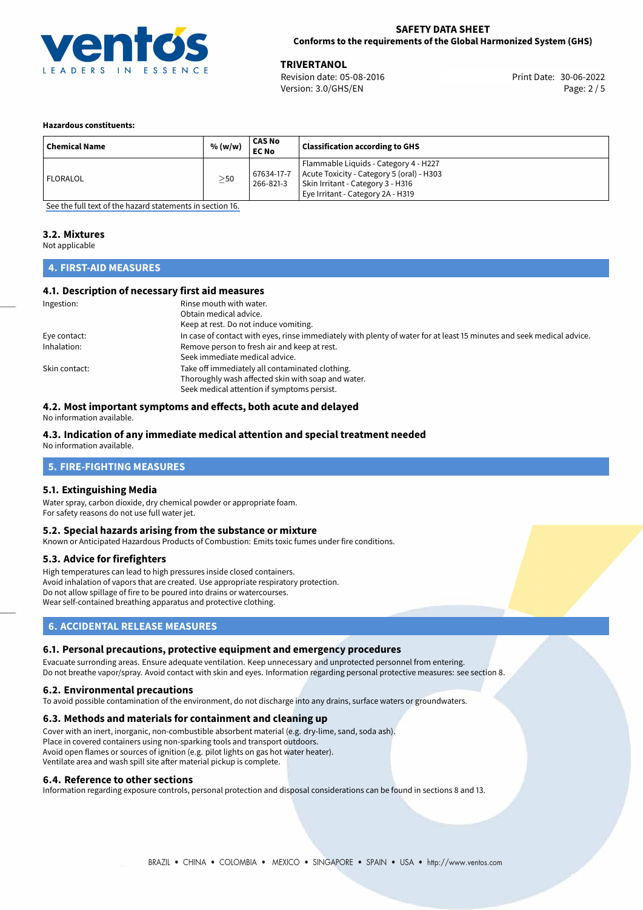**Hazardous constituents:**

| Chemical Name | % (w/w) | CAS No<br>EC No | Classification according to GHS |
|---|---|---|---|
| FLORALOL | $\geq$50 | 67634-17-7<br>266-821-3 | Flammable Liquids - Category 4 - H227<br>Acute Toxicity - Category 5 (oral) - H303<br>Skin Irritant - Category 3 - H316<br>Eye Irritant - Category 2A - H319 |

See the full text of the hazard statements in section 16.

### 3.2. Mixtures

Not applicable

## 4. FIRST-AID MEASURES

### 4.1. Description of necessary first aid measures

Ingestion: Rinse mouth with water.
Obtain medical advice.
Keep at rest. Do not induce vomiting.

Eye contact: In case of contact with eyes, rinse immediately with plenty of water for at least 15 minutes and seek medical advice.

Inhalation: Remove person to fresh air and keep at rest.
Seek immediate medical advice.

Skin contact: Take off immediately all contaminated clothing.
Thoroughly wash affected skin with soap and water.
Seek medical attention if symptoms persist.

### 4.2. Most important symptoms and effects, both acute and delayed

No information available.

### 4.3. Indication of any immediate medical attention and special treatment needed

No information available.

## 5. FIRE-FIGHTING MEASURES

### 5.1. Extinguishing Media

Water spray, carbon dioxide, dry chemical powder or appropriate foam.
For safety reasons do not use full water jet.

### 5.2. Special hazards arising from the substance or mixture

Known or Anticipated Hazardous Products of Combustion: Emits toxic fumes under fire conditions.

### 5.3. Advice for firefighters

High temperatures can lead to high pressures inside closed containers.
Avoid inhalation of vapors that are created. Use appropriate respiratory protection.
Do not allow spillage of fire to be poured into drains or watercourses.
Wear self-contained breathing apparatus and protective clothing.

## 6. ACCIDENTAL RELEASE MEASURES

### 6.1. Personal precautions, protective equipment and emergency procedures

Evacuate surronding areas. Ensure adequate ventilation. Keep unnecessary and unprotected personnel from entering.
Do not breathe vapor/spray. Avoid contact with skin and eyes. Information regarding personal protective measures: see section 8.

### 6.2. Environmental precautions

To avoid possible contamination of the environment, do not discharge into any drains, surface waters or groundwaters.

### 6.3. Methods and materials for containment and cleaning up

Cover with an inert, inorganic, non-combustible absorbent material (e.g. dry-lime, sand, soda ash).
Place in covered containers using non-sparking tools and transport outdoors.
Avoid open flames or sources of ignition (e.g. pilot lights on gas hot water heater).
Ventilate area and wash spill site after material pickup is complete.

### 6.4. Reference to other sections

Information regarding exposure controls, personal protection and disposal considerations can be found in sections 8 and 13.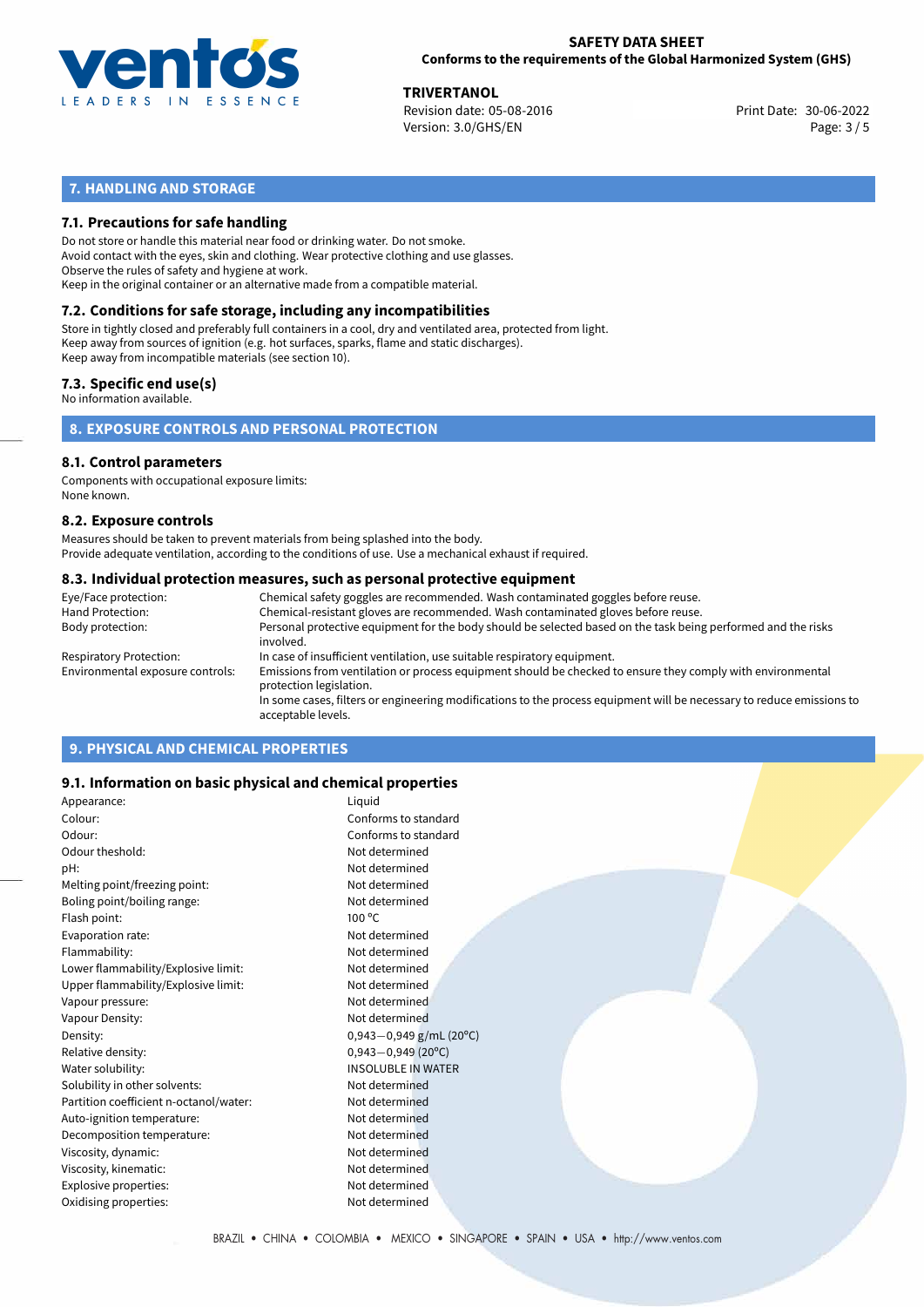## 7. HANDLING AND STORAGE

### 7.1. Precautions for safe handling

Do not store or handle this material near food or drinking water. Do not smoke.
Avoid contact with the eyes, skin and clothing. Wear protective clothing and use glasses.
Observe the rules of safety and hygiene at work.
Keep in the original container or an alternative made from a compatible material.

### 7.2. Conditions for safe storage, including any incompatibilities

Store in tightly closed and preferably full containers in a cool, dry and ventilated area, protected from light.
Keep away from sources of ignition (e.g. hot surfaces, sparks, flame and static discharges).
Keep away from incompatible materials (see section 10).

### 7.3. Specific end use(s)

No information available.

## 8. EXPOSURE CONTROLS AND PERSONAL PROTECTION

### 8.1. Control parameters

Components with occupational exposure limits:
None known.

### 8.2. Exposure controls

Measures should be taken to prevent materials from being splashed into the body.
Provide adequate ventilation, according to the conditions of use. Use a mechanical exhaust if required.

### 8.3. Individual protection measures, such as personal protective equipment

| | |
|---|---|
| Eye/Face protection: | Chemical safety goggles are recommended. Wash contaminated goggles before reuse. |
| Hand Protection: | Chemical-resistant gloves are recommended. Wash contaminated gloves before reuse. |
| Body protection: | Personal protective equipment for the body should be selected based on the task being performed and the risks involved. |
| Respiratory Protection: | In case of insufficient ventilation, use suitable respiratory equipment. |
| Environmental exposure controls: | Emissions from ventilation or process equipment should be checked to ensure they comply with environmental protection legislation. In some cases, filters or engineering modifications to the process equipment will be necessary to reduce emissions to acceptable levels. |

## 9. PHYSICAL AND CHEMICAL PROPERTIES

### 9.1. Information on basic physical and chemical properties

| | |
|---|---|
| Appearance: | Liquid |
| Colour: | Conforms to standard |
| Odour: | Conforms to standard |
| Odour theshold: | Not determined |
| pH: | Not determined |
| Melting point/freezing point: | Not determined |
| Boling point/boiling range: | Not determined |
| Flash point: | 100 °C |
| Evaporation rate: | Not determined |
| Flammability: | Not determined |
| Lower flammability/Explosive limit: | Not determined |
| Upper flammability/Explosive limit: | Not determined |
| Vapour pressure: | Not determined |
| Vapour Density: | Not determined |
| Density: | 0,943−0,949 g/mL (20°C) |
| Relative density: | 0,943−0,949 (20°C) |
| Water solubility: | INSOLUBLE IN WATER |
| Solubility in other solvents: | Not determined |
| Partition coefficient n-octanol/water: | Not determined |
| Auto-ignition temperature: | Not determined |
| Decomposition temperature: | Not determined |
| Viscosity, dynamic: | Not determined |
| Viscosity, kinematic: | Not determined |
| Explosive properties: | Not determined |
| Oxidising properties: | Not determined |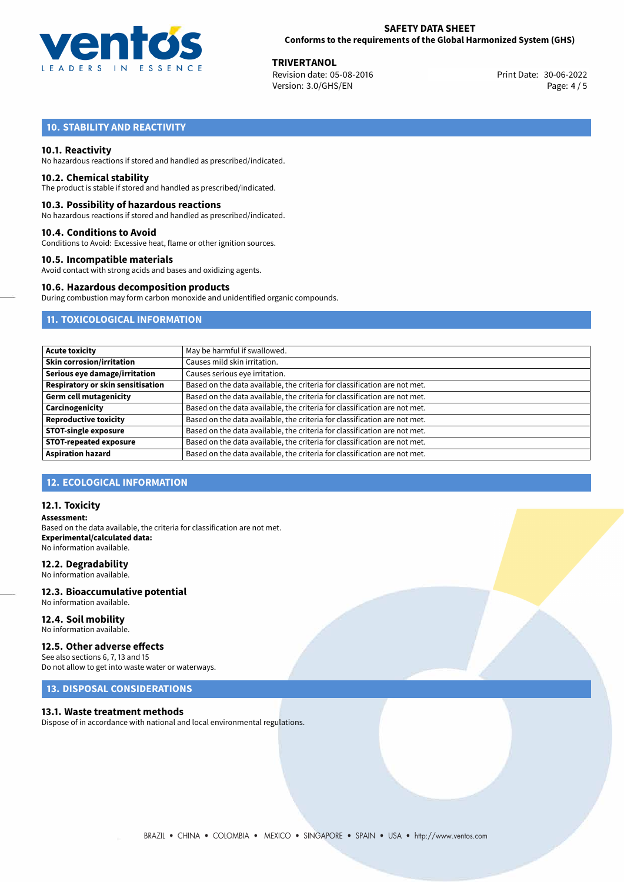## 10. STABILITY AND REACTIVITY

### 10.1. Reactivity
No hazardous reactions if stored and handled as prescribed/indicated.

### 10.2. Chemical stability
The product is stable if stored and handled as prescribed/indicated.

### 10.3. Possibility of hazardous reactions
No hazardous reactions if stored and handled as prescribed/indicated.

### 10.4. Conditions to Avoid
Conditions to Avoid: Excessive heat, flame or other ignition sources.

### 10.5. Incompatible materials
Avoid contact with strong acids and bases and oxidizing agents.

### 10.6. Hazardous decomposition products
During combustion may form carbon monoxide and unidentified organic compounds.

## 11. TOXICOLOGICAL INFORMATION

| | |
|---|---|
| **Acute toxicity** | May be harmful if swallowed. |
| **Skin corrosion/irritation** | Causes mild skin irritation. |
| **Serious eye damage/irritation** | Causes serious eye irritation. |
| **Respiratory or skin sensitisation** | Based on the data available, the criteria for classification are not met. |
| **Germ cell mutagenicity** | Based on the data available, the criteria for classification are not met. |
| **Carcinogenicity** | Based on the data available, the criteria for classification are not met. |
| **Reproductive toxicity** | Based on the data available, the criteria for classification are not met. |
| **STOT-single exposure** | Based on the data available, the criteria for classification are not met. |
| **STOT-repeated exposure** | Based on the data available, the criteria for classification are not met. |
| **Aspiration hazard** | Based on the data available, the criteria for classification are not met. |

## 12. ECOLOGICAL INFORMATION

### 12.1. Toxicity
**Assessment:**
Based on the data available, the criteria for classification are not met.
**Experimental/calculated data:**
No information available.

### 12.2. Degradability
No information available.

### 12.3. Bioaccumulative potential
No information available.

### 12.4. Soil mobility
No information available.

### 12.5. Other adverse effects
See also sections 6, 7, 13 and 15
Do not allow to get into waste water or waterways.

## 13. DISPOSAL CONSIDERATIONS

### 13.1. Waste treatment methods
Dispose of in accordance with national and local environmental regulations.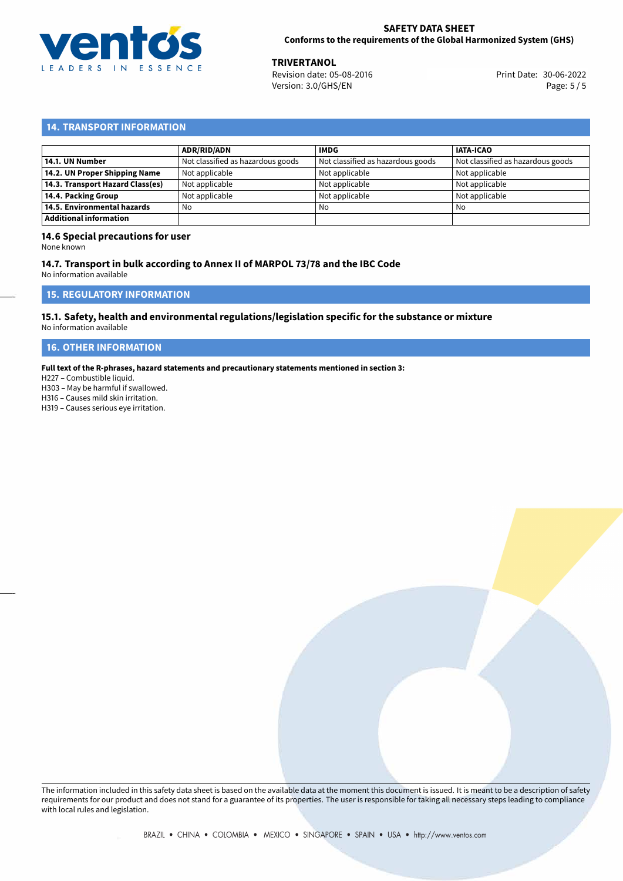## 14. TRANSPORT INFORMATION

| | ADR/RID/ADN | IMDG | IATA-ICAO |
|---|---|---|---|
| **14.1. UN Number** | Not classified as hazardous goods | Not classified as hazardous goods | Not classified as hazardous goods |
| **14.2. UN Proper Shipping Name** | Not applicable | Not applicable | Not applicable |
| **14.3. Transport Hazard Class(es)** | Not applicable | Not applicable | Not applicable |
| **14.4. Packing Group** | Not applicable | Not applicable | Not applicable |
| **14.5. Environmental hazards** | No | No | No |
| **Additional information** | | | |

### 14.6 Special precautions for user

None known

### 14.7. Transport in bulk according to Annex II of MARPOL 73/78 and the IBC Code

No information available

## 15. REGULATORY INFORMATION

### 15.1. Safety, health and environmental regulations/legislation specific for the substance or mixture

No information available

## 16. OTHER INFORMATION

**Full text of the R-phrases, hazard statements and precautionary statements mentioned in section 3:**

H227 – Combustible liquid.
H303 – May be harmful if swallowed.
H316 – Causes mild skin irritation.
H319 – Causes serious eye irritation.

The information included in this safety data sheet is based on the available data at the moment this document is issued. It is meant to be a description of safety requirements for our product and does not stand for a guarantee of its properties. The user is responsible for taking all necessary steps leading to compliance with local rules and legislation.